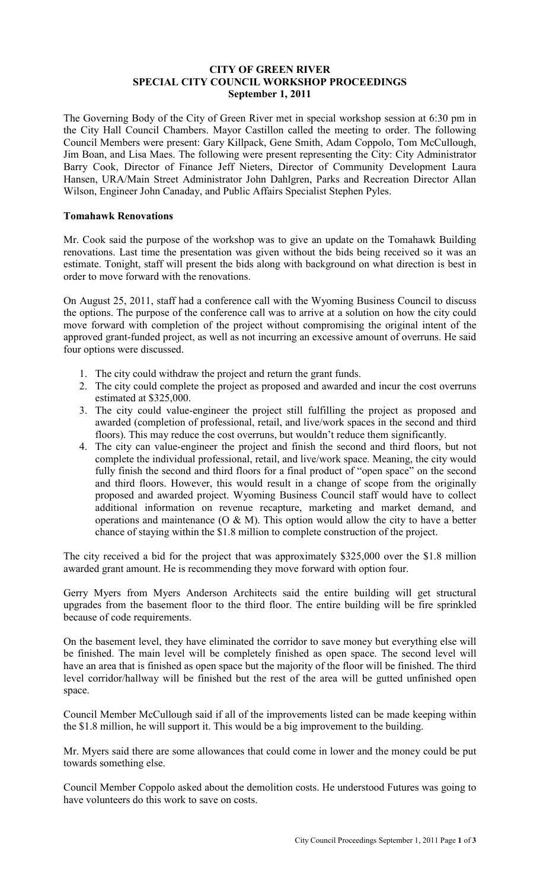# CITY OF GREEN RIVER
## SPECIAL CITY COUNCIL WORKSHOP PROCEEDINGS
### September 1, 2011

The Governing Body of the City of Green River met in special workshop session at 6:30 pm in the City Hall Council Chambers. Mayor Castillon called the meeting to order. The following Council Members were present: Gary Killpack, Gene Smith, Adam Coppolo, Tom McCullough, Jim Boan, and Lisa Maes. The following were present representing the City: City Administrator Barry Cook, Director of Finance Jeff Nieters, Director of Community Development Laura Hansen, URA/Main Street Administrator John Dahlgren, Parks and Recreation Director Allan Wilson, Engineer John Canaday, and Public Affairs Specialist Stephen Pyles.

**Tomahawk Renovations**

Mr. Cook said the purpose of the workshop was to give an update on the Tomahawk Building renovations. Last time the presentation was given without the bids being received so it was an estimate. Tonight, staff will present the bids along with background on what direction is best in order to move forward with the renovations.

On August 25, 2011, staff had a conference call with the Wyoming Business Council to discuss the options. The purpose of the conference call was to arrive at a solution on how the city could move forward with completion of the project without compromising the original intent of the approved grant-funded project, as well as not incurring an excessive amount of overruns. He said four options were discussed.

1. The city could withdraw the project and return the grant funds.
2. The city could complete the project as proposed and awarded and incur the cost overruns estimated at $325,000.
3. The city could value-engineer the project still fulfilling the project as proposed and awarded (completion of professional, retail, and live/work spaces in the second and third floors). This may reduce the cost overruns, but wouldn't reduce them significantly.
4. The city can value-engineer the project and finish the second and third floors, but not complete the individual professional, retail, and live/work space. Meaning, the city would fully finish the second and third floors for a final product of "open space" on the second and third floors. However, this would result in a change of scope from the originally proposed and awarded project. Wyoming Business Council staff would have to collect additional information on revenue recapture, marketing and market demand, and operations and maintenance (O & M). This option would allow the city to have a better chance of staying within the $1.8 million to complete construction of the project.

The city received a bid for the project that was approximately $325,000 over the $1.8 million awarded grant amount. He is recommending they move forward with option four.

Gerry Myers from Myers Anderson Architects said the entire building will get structural upgrades from the basement floor to the third floor. The entire building will be fire sprinkled because of code requirements.

On the basement level, they have eliminated the corridor to save money but everything else will be finished. The main level will be completely finished as open space. The second level will have an area that is finished as open space but the majority of the floor will be finished. The third level corridor/hallway will be finished but the rest of the area will be gutted unfinished open space.

Council Member McCullough said if all of the improvements listed can be made keeping within the $1.8 million, he will support it. This would be a big improvement to the building.

Mr. Myers said there are some allowances that could come in lower and the money could be put towards something else.

Council Member Coppolo asked about the demolition costs. He understood Futures was going to have volunteers do this work to save on costs.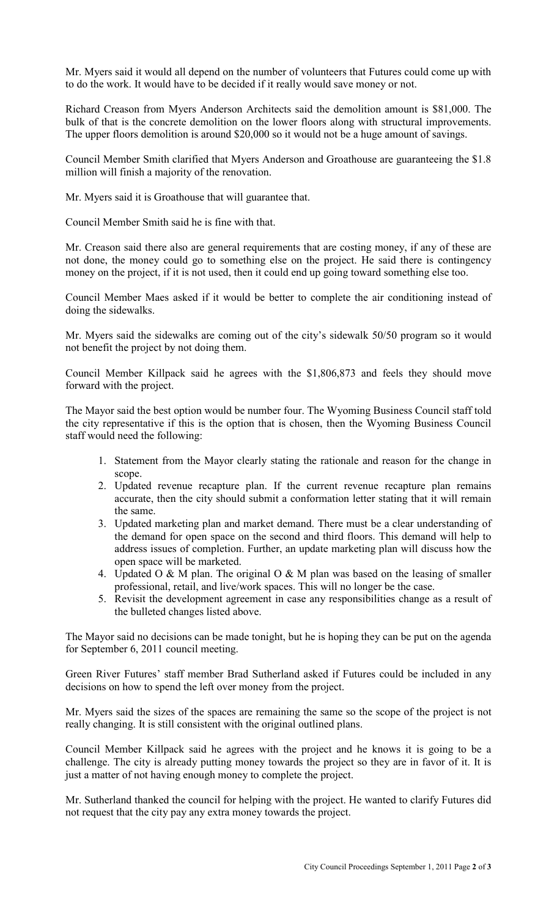Mr. Myers said it would all depend on the number of volunteers that Futures could come up with to do the work. It would have to be decided if it really would save money or not.

Richard Creason from Myers Anderson Architects said the demolition amount is $81,000. The bulk of that is the concrete demolition on the lower floors along with structural improvements. The upper floors demolition is around $20,000 so it would not be a huge amount of savings.

Council Member Smith clarified that Myers Anderson and Groathouse are guaranteeing the $1.8 million will finish a majority of the renovation.

Mr. Myers said it is Groathouse that will guarantee that.

Council Member Smith said he is fine with that.

Mr. Creason said there also are general requirements that are costing money, if any of these are not done, the money could go to something else on the project. He said there is contingency money on the project, if it is not used, then it could end up going toward something else too.

Council Member Maes asked if it would be better to complete the air conditioning instead of doing the sidewalks.

Mr. Myers said the sidewalks are coming out of the city's sidewalk 50/50 program so it would not benefit the project by not doing them.

Council Member Killpack said he agrees with the $1,806,873 and feels they should move forward with the project.

The Mayor said the best option would be number four. The Wyoming Business Council staff told the city representative if this is the option that is chosen, then the Wyoming Business Council staff would need the following:

1. Statement from the Mayor clearly stating the rationale and reason for the change in scope.
2. Updated revenue recapture plan. If the current revenue recapture plan remains accurate, then the city should submit a conformation letter stating that it will remain the same.
3. Updated marketing plan and market demand. There must be a clear understanding of the demand for open space on the second and third floors. This demand will help to address issues of completion. Further, an update marketing plan will discuss how the open space will be marketed.
4. Updated O & M plan. The original O & M plan was based on the leasing of smaller professional, retail, and live/work spaces. This will no longer be the case.
5. Revisit the development agreement in case any responsibilities change as a result of the bulleted changes listed above.

The Mayor said no decisions can be made tonight, but he is hoping they can be put on the agenda for September 6, 2011 council meeting.

Green River Futures' staff member Brad Sutherland asked if Futures could be included in any decisions on how to spend the left over money from the project.

Mr. Myers said the sizes of the spaces are remaining the same so the scope of the project is not really changing. It is still consistent with the original outlined plans.

Council Member Killpack said he agrees with the project and he knows it is going to be a challenge. The city is already putting money towards the project so they are in favor of it. It is just a matter of not having enough money to complete the project.

Mr. Sutherland thanked the council for helping with the project. He wanted to clarify Futures did not request that the city pay any extra money towards the project.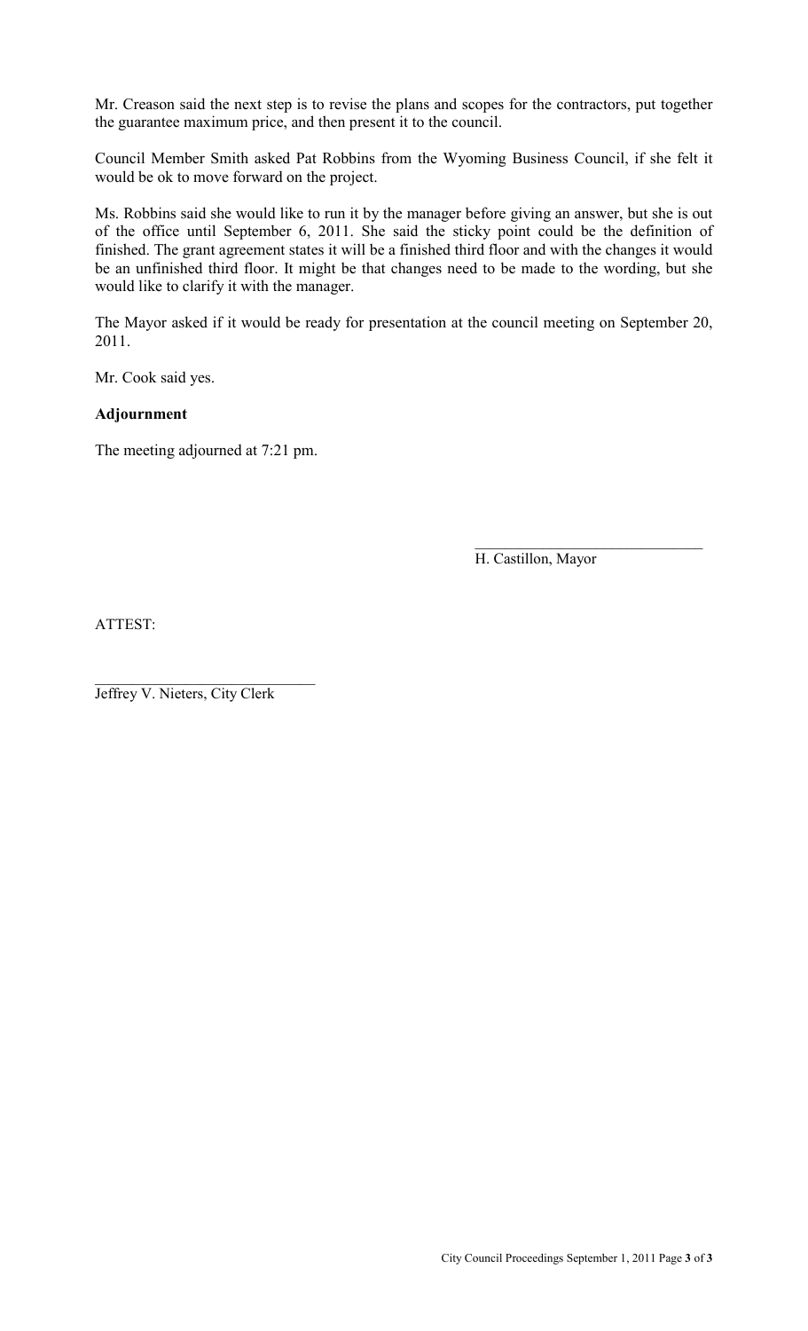Mr. Creason said the next step is to revise the plans and scopes for the contractors, put together the guarantee maximum price, and then present it to the council.

Council Member Smith asked Pat Robbins from the Wyoming Business Council, if she felt it would be ok to move forward on the project.

Ms. Robbins said she would like to run it by the manager before giving an answer, but she is out of the office until September 6, 2011. She said the sticky point could be the definition of finished. The grant agreement states it will be a finished third floor and with the changes it would be an unfinished third floor. It might be that changes need to be made to the wording, but she would like to clarify it with the manager.

The Mayor asked if it would be ready for presentation at the council meeting on September 20, 2011.

Mr. Cook said yes.

**Adjournment**

The meeting adjourned at 7:21 pm.

\_\_\_\_\_\_\_\_\_\_\_\_\_\_\_\_\_\_\_\_\_\_\_\_\_\_\_\_\_\_
H. Castillon, Mayor

ATTEST:

\_\_\_\_\_\_\_\_\_\_\_\_\_\_\_\_\_\_\_\_\_\_\_\_\_\_\_\_\_\_
Jeffrey V. Nieters, City Clerk